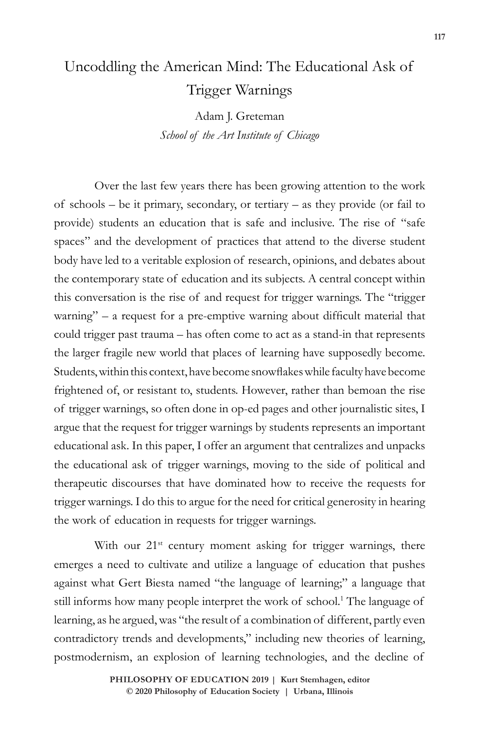# Uncoddling the American Mind: The Educational Ask of Trigger Warnings

Adam J. Greteman
*School of the Art Institute of Chicago*

Over the last few years there has been growing attention to the work of schools – be it primary, secondary, or tertiary – as they provide (or fail to provide) students an education that is safe and inclusive. The rise of "safe spaces" and the development of practices that attend to the diverse student body have led to a veritable explosion of research, opinions, and debates about the contemporary state of education and its subjects. A central concept within this conversation is the rise of and request for trigger warnings. The "trigger warning" – a request for a pre-emptive warning about difficult material that could trigger past trauma – has often come to act as a stand-in that represents the larger fragile new world that places of learning have supposedly become. Students, within this context, have become snowflakes while faculty have become frightened of, or resistant to, students. However, rather than bemoan the rise of trigger warnings, so often done in op-ed pages and other journalistic sites, I argue that the request for trigger warnings by students represents an important educational ask. In this paper, I offer an argument that centralizes and unpacks the educational ask of trigger warnings, moving to the side of political and therapeutic discourses that have dominated how to receive the requests for trigger warnings. I do this to argue for the need for critical generosity in hearing the work of education in requests for trigger warnings.

With our 21st century moment asking for trigger warnings, there emerges a need to cultivate and utilize a language of education that pushes against what Gert Biesta named "the language of learning;" a language that still informs how many people interpret the work of school.[1] The language of learning, as he argued, was "the result of a combination of different, partly even contradictory trends and developments," including new theories of learning, postmodernism, an explosion of learning technologies, and the decline of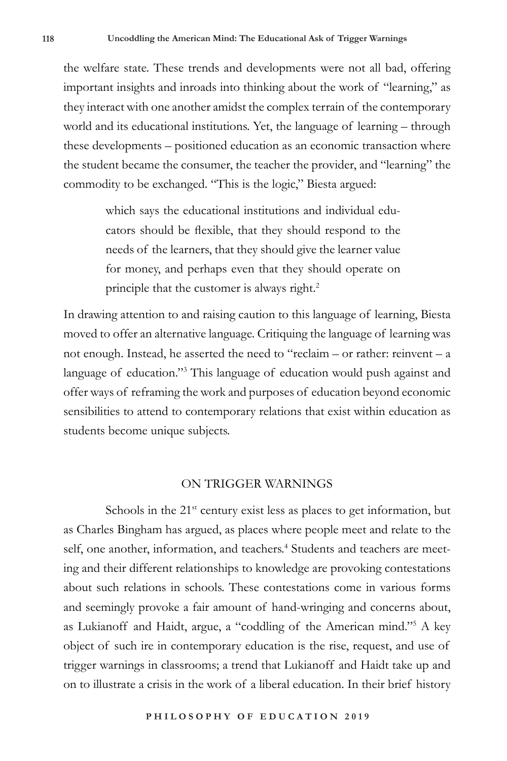the welfare state. These trends and developments were not all bad, offering important insights and inroads into thinking about the work of "learning," as they interact with one another amidst the complex terrain of the contemporary world and its educational institutions. Yet, the language of learning – through these developments – positioned education as an economic transaction where the student became the consumer, the teacher the provider, and "learning" the commodity to be exchanged. "This is the logic," Biesta argued:

> which says the educational institutions and individual educators should be flexible, that they should respond to the needs of the learners, that they should give the learner value for money, and perhaps even that they should operate on principle that the customer is always right.[2]

In drawing attention to and raising caution to this language of learning, Biesta moved to offer an alternative language. Critiquing the language of learning was not enough. Instead, he asserted the need to "reclaim – or rather: reinvent – a language of education."[3] This language of education would push against and offer ways of reframing the work and purposes of education beyond economic sensibilities to attend to contemporary relations that exist within education as students become unique subjects.

## ON TRIGGER WARNINGS

Schools in the 21st century exist less as places to get information, but as Charles Bingham has argued, as places where people meet and relate to the self, one another, information, and teachers.[4] Students and teachers are meeting and their different relationships to knowledge are provoking contestations about such relations in schools. These contestations come in various forms and seemingly provoke a fair amount of hand-wringing and concerns about, as Lukianoff and Haidt, argue, a "coddling of the American mind."[5] A key object of such ire in contemporary education is the rise, request, and use of trigger warnings in classrooms; a trend that Lukianoff and Haidt take up and on to illustrate a crisis in the work of a liberal education. In their brief history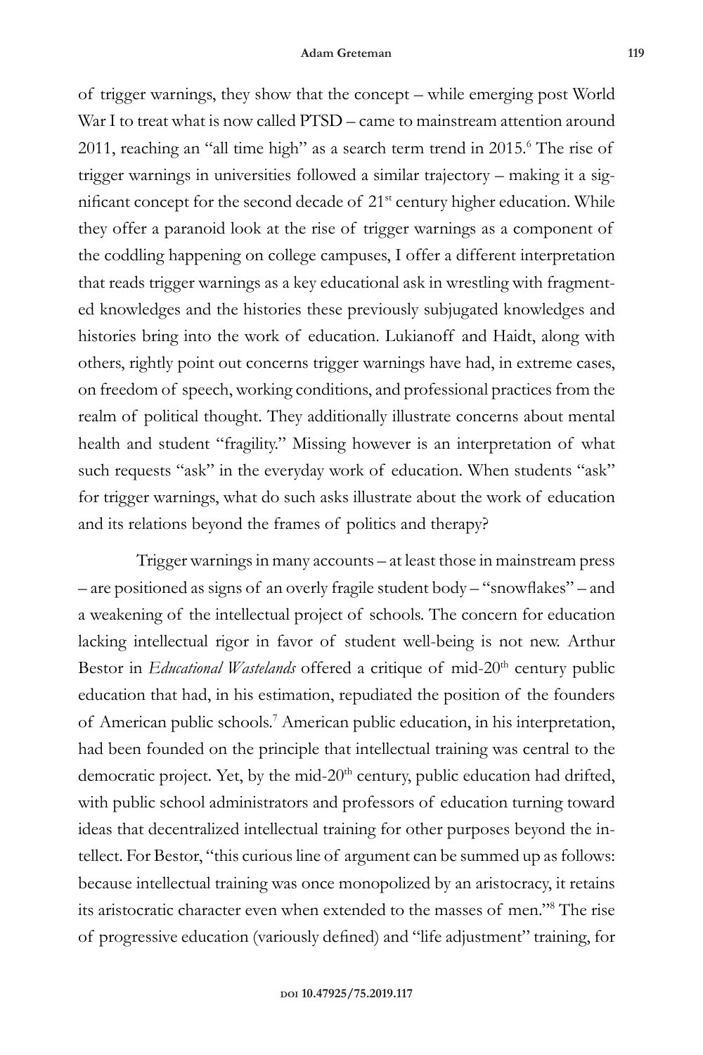of trigger warnings, they show that the concept – while emerging post World War I to treat what is now called PTSD – came to mainstream attention around 2011, reaching an "all time high" as a search term trend in 2015.[6] The rise of trigger warnings in universities followed a similar trajectory – making it a significant concept for the second decade of 21st century higher education. While they offer a paranoid look at the rise of trigger warnings as a component of the coddling happening on college campuses, I offer a different interpretation that reads trigger warnings as a key educational ask in wrestling with fragmented knowledges and the histories these previously subjugated knowledges and histories bring into the work of education. Lukianoff and Haidt, along with others, rightly point out concerns trigger warnings have had, in extreme cases, on freedom of speech, working conditions, and professional practices from the realm of political thought. They additionally illustrate concerns about mental health and student "fragility." Missing however is an interpretation of what such requests "ask" in the everyday work of education. When students "ask" for trigger warnings, what do such asks illustrate about the work of education and its relations beyond the frames of politics and therapy?

Trigger warnings in many accounts – at least those in mainstream press – are positioned as signs of an overly fragile student body – "snowflakes" – and a weakening of the intellectual project of schools. The concern for education lacking intellectual rigor in favor of student well-being is not new. Arthur Bestor in *Educational Wastelands* offered a critique of mid-20th century public education that had, in his estimation, repudiated the position of the founders of American public schools.[7] American public education, in his interpretation, had been founded on the principle that intellectual training was central to the democratic project. Yet, by the mid-20th century, public education had drifted, with public school administrators and professors of education turning toward ideas that decentralized intellectual training for other purposes beyond the intellect. For Bestor, "this curious line of argument can be summed up as follows: because intellectual training was once monopolized by an aristocracy, it retains its aristocratic character even when extended to the masses of men."[8] The rise of progressive education (variously defined) and "life adjustment" training, for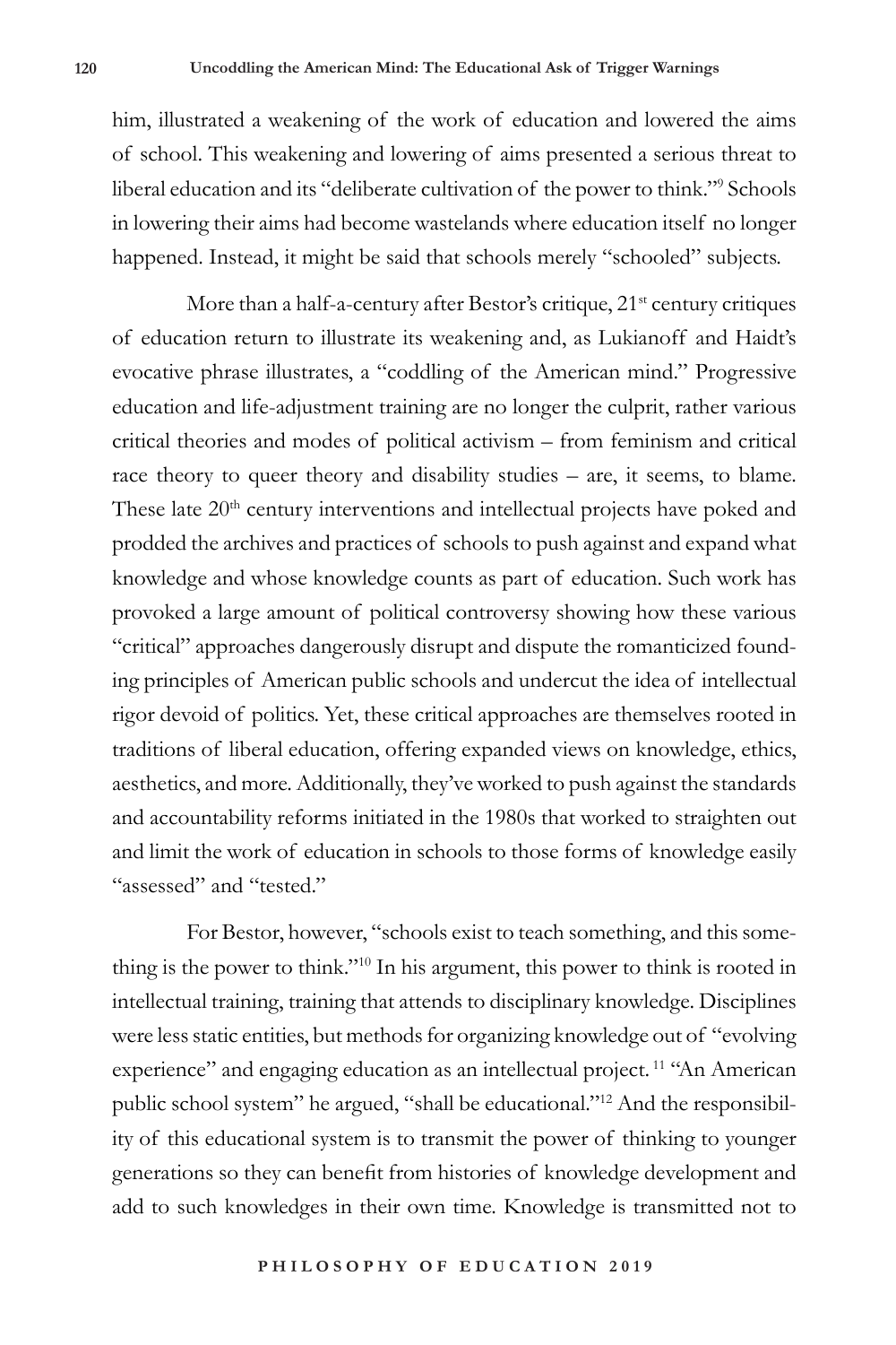him, illustrated a weakening of the work of education and lowered the aims of school. This weakening and lowering of aims presented a serious threat to liberal education and its "deliberate cultivation of the power to think."[9] Schools in lowering their aims had become wastelands where education itself no longer happened. Instead, it might be said that schools merely "schooled" subjects.

More than a half-a-century after Bestor's critique, 21st century critiques of education return to illustrate its weakening and, as Lukianoff and Haidt's evocative phrase illustrates, a "coddling of the American mind." Progressive education and life-adjustment training are no longer the culprit, rather various critical theories and modes of political activism – from feminism and critical race theory to queer theory and disability studies – are, it seems, to blame. These late 20th century interventions and intellectual projects have poked and prodded the archives and practices of schools to push against and expand what knowledge and whose knowledge counts as part of education. Such work has provoked a large amount of political controversy showing how these various "critical" approaches dangerously disrupt and dispute the romanticized founding principles of American public schools and undercut the idea of intellectual rigor devoid of politics. Yet, these critical approaches are themselves rooted in traditions of liberal education, offering expanded views on knowledge, ethics, aesthetics, and more. Additionally, they've worked to push against the standards and accountability reforms initiated in the 1980s that worked to straighten out and limit the work of education in schools to those forms of knowledge easily "assessed" and "tested."

For Bestor, however, "schools exist to teach something, and this something is the power to think."[10] In his argument, this power to think is rooted in intellectual training, training that attends to disciplinary knowledge. Disciplines were less static entities, but methods for organizing knowledge out of "evolving experience" and engaging education as an intellectual project.[11] "An American public school system" he argued, "shall be educational."[12] And the responsibility of this educational system is to transmit the power of thinking to younger generations so they can benefit from histories of knowledge development and add to such knowledges in their own time. Knowledge is transmitted not to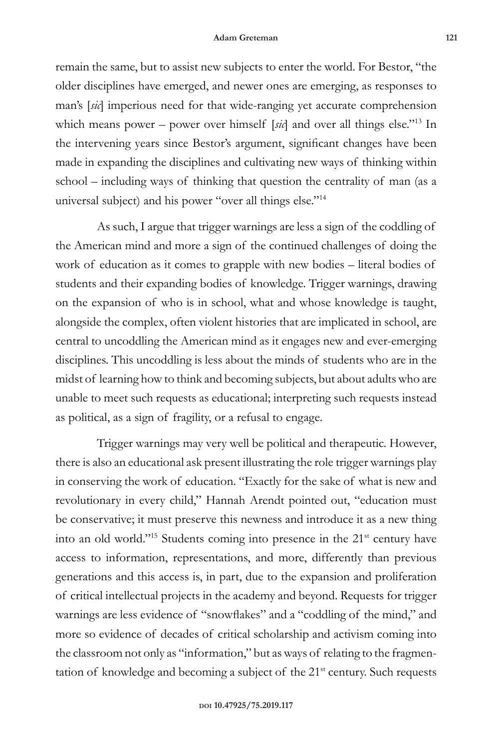remain the same, but to assist new subjects to enter the world. For Bestor, "the older disciplines have emerged, and newer ones are emerging, as responses to man's [*sic*] imperious need for that wide-ranging yet accurate comprehension which means power – power over himself [*sic*] and over all things else."[13] In the intervening years since Bestor's argument, significant changes have been made in expanding the disciplines and cultivating new ways of thinking within school – including ways of thinking that question the centrality of man (as a universal subject) and his power "over all things else."[14]

As such, I argue that trigger warnings are less a sign of the coddling of the American mind and more a sign of the continued challenges of doing the work of education as it comes to grapple with new bodies – literal bodies of students and their expanding bodies of knowledge. Trigger warnings, drawing on the expansion of who is in school, what and whose knowledge is taught, alongside the complex, often violent histories that are implicated in school, are central to uncoddling the American mind as it engages new and ever-emerging disciplines. This uncoddling is less about the minds of students who are in the midst of learning how to think and becoming subjects, but about adults who are unable to meet such requests as educational; interpreting such requests instead as political, as a sign of fragility, or a refusal to engage.

Trigger warnings may very well be political and therapeutic. However, there is also an educational ask present illustrating the role trigger warnings play in conserving the work of education. "Exactly for the sake of what is new and revolutionary in every child," Hannah Arendt pointed out, "education must be conservative; it must preserve this newness and introduce it as a new thing into an old world."[15] Students coming into presence in the 21st century have access to information, representations, and more, differently than previous generations and this access is, in part, due to the expansion and proliferation of critical intellectual projects in the academy and beyond. Requests for trigger warnings are less evidence of "snowflakes" and a "coddling of the mind," and more so evidence of decades of critical scholarship and activism coming into the classroom not only as "information," but as ways of relating to the fragmentation of knowledge and becoming a subject of the 21st century. Such requests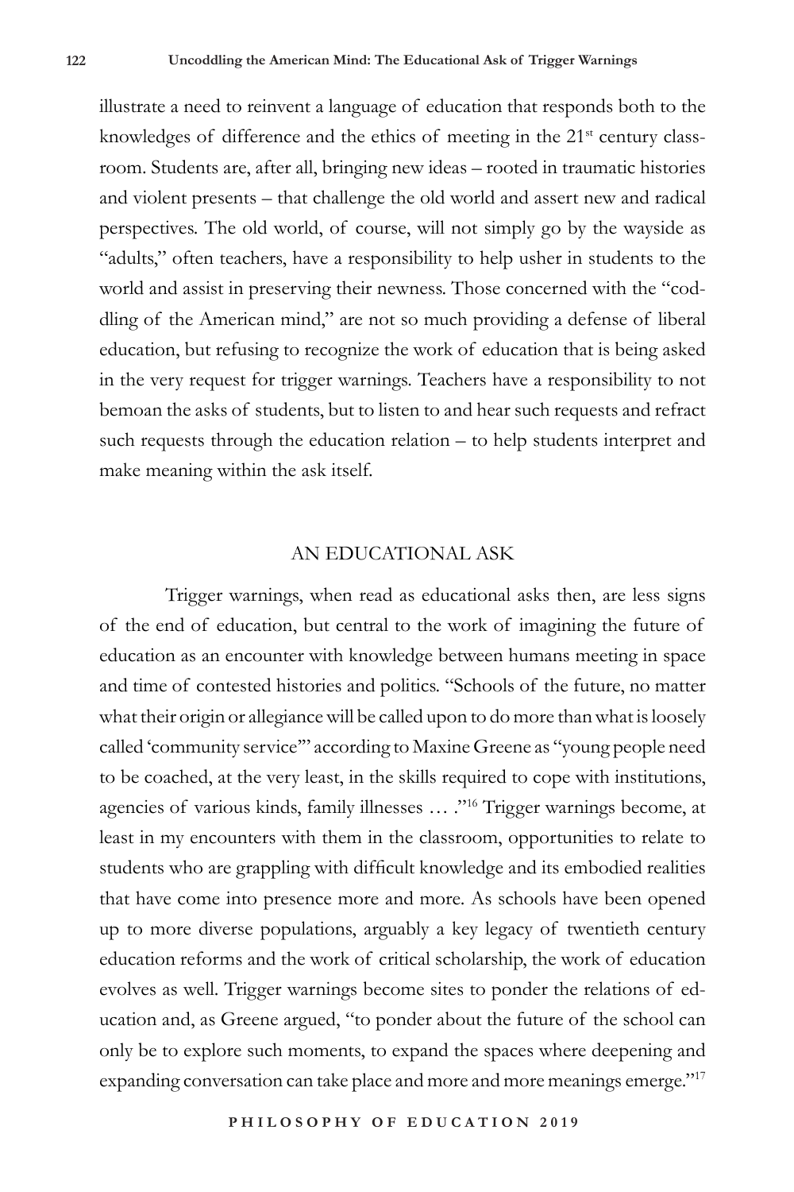illustrate a need to reinvent a language of education that responds both to the knowledges of difference and the ethics of meeting in the 21st century classroom. Students are, after all, bringing new ideas – rooted in traumatic histories and violent presents – that challenge the old world and assert new and radical perspectives. The old world, of course, will not simply go by the wayside as "adults," often teachers, have a responsibility to help usher in students to the world and assist in preserving their newness. Those concerned with the "coddling of the American mind," are not so much providing a defense of liberal education, but refusing to recognize the work of education that is being asked in the very request for trigger warnings. Teachers have a responsibility to not bemoan the asks of students, but to listen to and hear such requests and refract such requests through the education relation – to help students interpret and make meaning within the ask itself.

## AN EDUCATIONAL ASK

Trigger warnings, when read as educational asks then, are less signs of the end of education, but central to the work of imagining the future of education as an encounter with knowledge between humans meeting in space and time of contested histories and politics. "Schools of the future, no matter what their origin or allegiance will be called upon to do more than what is loosely called 'community service'" according to Maxine Greene as "young people need to be coached, at the very least, in the skills required to cope with institutions, agencies of various kinds, family illnesses … ."[16] Trigger warnings become, at least in my encounters with them in the classroom, opportunities to relate to students who are grappling with difficult knowledge and its embodied realities that have come into presence more and more. As schools have been opened up to more diverse populations, arguably a key legacy of twentieth century education reforms and the work of critical scholarship, the work of education evolves as well. Trigger warnings become sites to ponder the relations of education and, as Greene argued, "to ponder about the future of the school can only be to explore such moments, to expand the spaces where deepening and expanding conversation can take place and more and more meanings emerge."[17]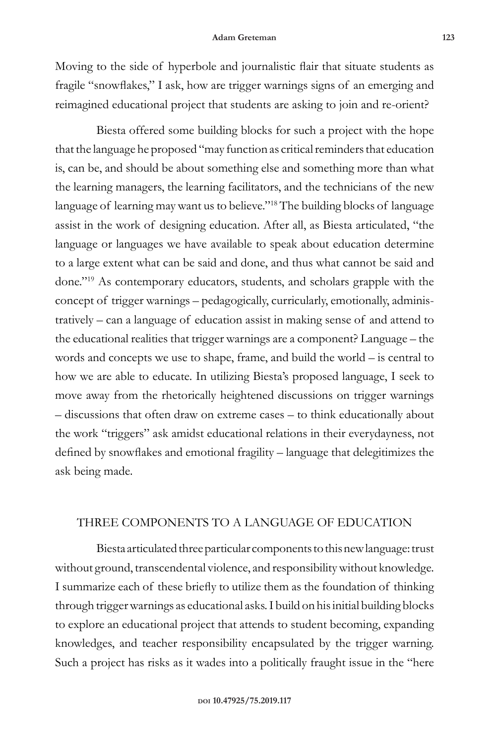Moving to the side of hyperbole and journalistic flair that situate students as fragile "snowflakes," I ask, how are trigger warnings signs of an emerging and reimagined educational project that students are asking to join and re-orient?

Biesta offered some building blocks for such a project with the hope that the language he proposed "may function as critical reminders that education is, can be, and should be about something else and something more than what the learning managers, the learning facilitators, and the technicians of the new language of learning may want us to believe."[18] The building blocks of language assist in the work of designing education. After all, as Biesta articulated, "the language or languages we have available to speak about education determine to a large extent what can be said and done, and thus what cannot be said and done."[19] As contemporary educators, students, and scholars grapple with the concept of trigger warnings – pedagogically, curricularly, emotionally, administratively – can a language of education assist in making sense of and attend to the educational realities that trigger warnings are a component? Language – the words and concepts we use to shape, frame, and build the world – is central to how we are able to educate. In utilizing Biesta's proposed language, I seek to move away from the rhetorically heightened discussions on trigger warnings – discussions that often draw on extreme cases – to think educationally about the work "triggers" ask amidst educational relations in their everydayness, not defined by snowflakes and emotional fragility – language that delegitimizes the ask being made.

## THREE COMPONENTS TO A LANGUAGE OF EDUCATION

Biesta articulated three particular components to this new language: trust without ground, transcendental violence, and responsibility without knowledge. I summarize each of these briefly to utilize them as the foundation of thinking through trigger warnings as educational asks. I build on his initial building blocks to explore an educational project that attends to student becoming, expanding knowledges, and teacher responsibility encapsulated by the trigger warning. Such a project has risks as it wades into a politically fraught issue in the "here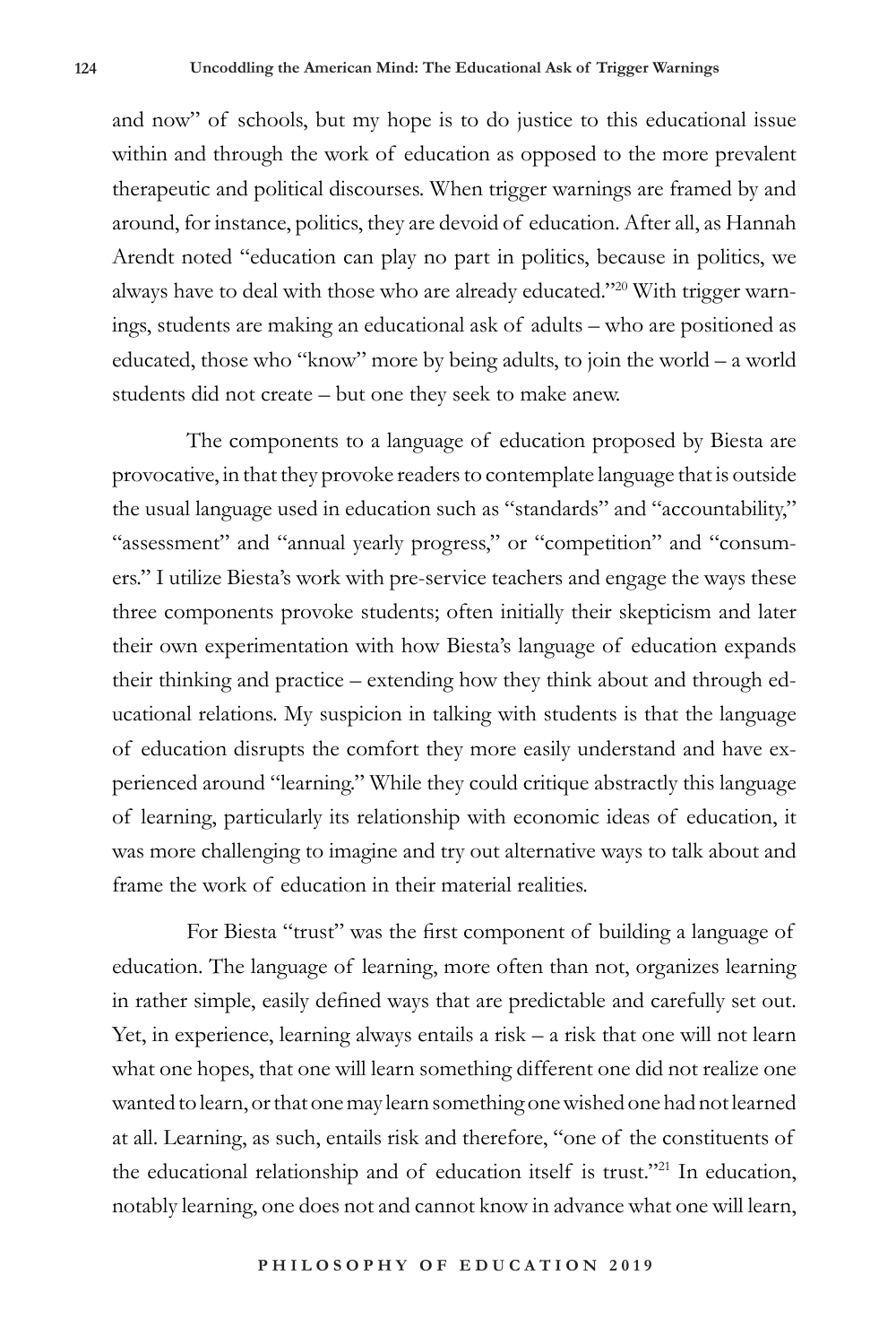and now" of schools, but my hope is to do justice to this educational issue within and through the work of education as opposed to the more prevalent therapeutic and political discourses. When trigger warnings are framed by and around, for instance, politics, they are devoid of education. After all, as Hannah Arendt noted "education can play no part in politics, because in politics, we always have to deal with those who are already educated."[20] With trigger warnings, students are making an educational ask of adults – who are positioned as educated, those who "know" more by being adults, to join the world – a world students did not create – but one they seek to make anew.

The components to a language of education proposed by Biesta are provocative, in that they provoke readers to contemplate language that is outside the usual language used in education such as "standards" and "accountability," "assessment" and "annual yearly progress," or "competition" and "consumers." I utilize Biesta's work with pre-service teachers and engage the ways these three components provoke students; often initially their skepticism and later their own experimentation with how Biesta's language of education expands their thinking and practice – extending how they think about and through educational relations. My suspicion in talking with students is that the language of education disrupts the comfort they more easily understand and have experienced around "learning." While they could critique abstractly this language of learning, particularly its relationship with economic ideas of education, it was more challenging to imagine and try out alternative ways to talk about and frame the work of education in their material realities.

For Biesta "trust" was the first component of building a language of education. The language of learning, more often than not, organizes learning in rather simple, easily defined ways that are predictable and carefully set out. Yet, in experience, learning always entails a risk – a risk that one will not learn what one hopes, that one will learn something different one did not realize one wanted to learn, or that one may learn something one wished one had not learned at all. Learning, as such, entails risk and therefore, "one of the constituents of the educational relationship and of education itself is trust."[21] In education, notably learning, one does not and cannot know in advance what one will learn,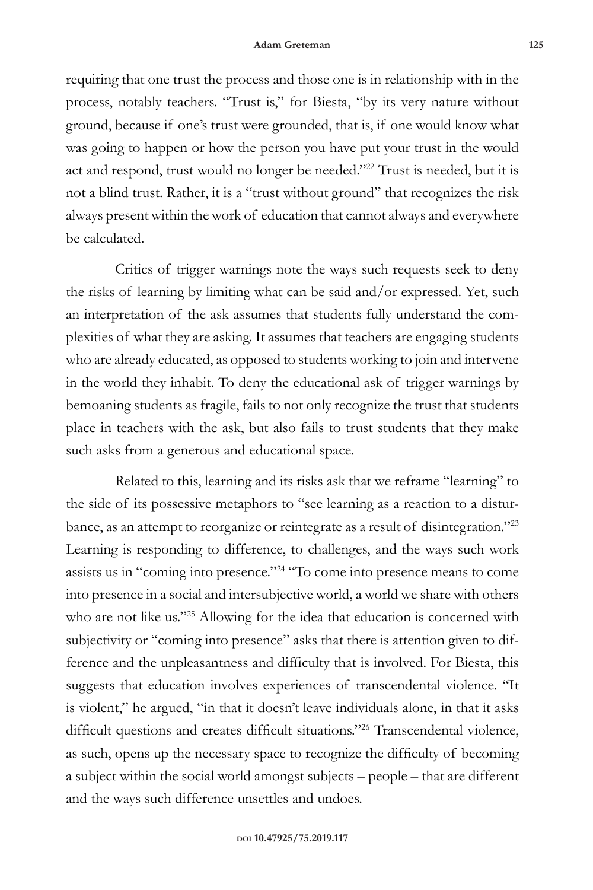requiring that one trust the process and those one is in relationship with in the process, notably teachers. "Trust is," for Biesta, "by its very nature without ground, because if one's trust were grounded, that is, if one would know what was going to happen or how the person you have put your trust in the would act and respond, trust would no longer be needed."[22] Trust is needed, but it is not a blind trust. Rather, it is a "trust without ground" that recognizes the risk always present within the work of education that cannot always and everywhere be calculated.

Critics of trigger warnings note the ways such requests seek to deny the risks of learning by limiting what can be said and/or expressed. Yet, such an interpretation of the ask assumes that students fully understand the complexities of what they are asking. It assumes that teachers are engaging students who are already educated, as opposed to students working to join and intervene in the world they inhabit. To deny the educational ask of trigger warnings by bemoaning students as fragile, fails to not only recognize the trust that students place in teachers with the ask, but also fails to trust students that they make such asks from a generous and educational space.

Related to this, learning and its risks ask that we reframe "learning" to the side of its possessive metaphors to "see learning as a reaction to a disturbance, as an attempt to reorganize or reintegrate as a result of disintegration."[23] Learning is responding to difference, to challenges, and the ways such work assists us in "coming into presence."[24] "To come into presence means to come into presence in a social and intersubjective world, a world we share with others who are not like us."[25] Allowing for the idea that education is concerned with subjectivity or "coming into presence" asks that there is attention given to difference and the unpleasantness and difficulty that is involved. For Biesta, this suggests that education involves experiences of transcendental violence. "It is violent," he argued, "in that it doesn't leave individuals alone, in that it asks difficult questions and creates difficult situations."[26] Transcendental violence, as such, opens up the necessary space to recognize the difficulty of becoming a subject within the social world amongst subjects – people – that are different and the ways such difference unsettles and undoes.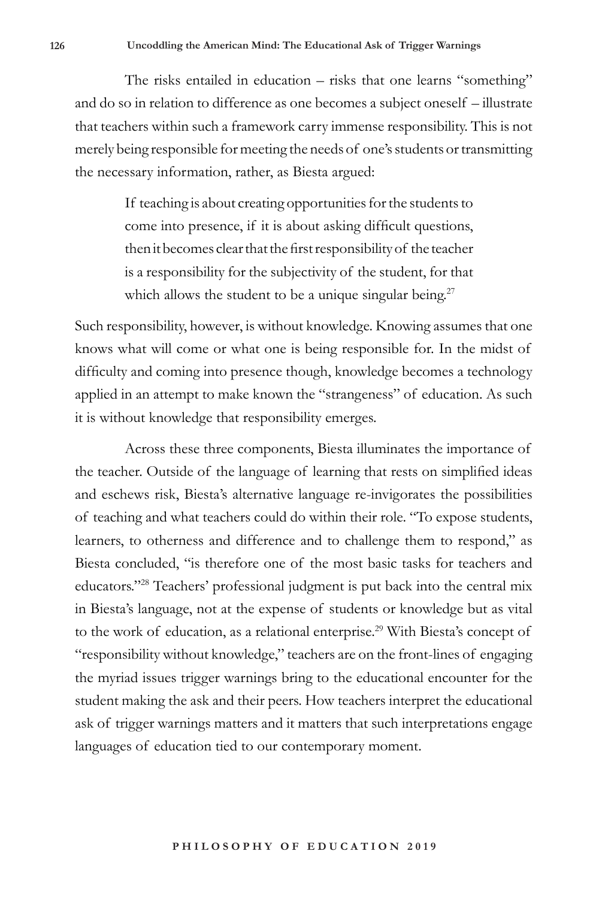The risks entailed in education – risks that one learns "something" and do so in relation to difference as one becomes a subject oneself – illustrate that teachers within such a framework carry immense responsibility. This is not merely being responsible for meeting the needs of one's students or transmitting the necessary information, rather, as Biesta argued:

> If teaching is about creating opportunities for the students to come into presence, if it is about asking difficult questions, then it becomes clear that the first responsibility of the teacher is a responsibility for the subjectivity of the student, for that which allows the student to be a unique singular being.[27]

Such responsibility, however, is without knowledge. Knowing assumes that one knows what will come or what one is being responsible for. In the midst of difficulty and coming into presence though, knowledge becomes a technology applied in an attempt to make known the "strangeness" of education. As such it is without knowledge that responsibility emerges.

Across these three components, Biesta illuminates the importance of the teacher. Outside of the language of learning that rests on simplified ideas and eschews risk, Biesta's alternative language re-invigorates the possibilities of teaching and what teachers could do within their role. "To expose students, learners, to otherness and difference and to challenge them to respond," as Biesta concluded, "is therefore one of the most basic tasks for teachers and educators."[28] Teachers' professional judgment is put back into the central mix in Biesta's language, not at the expense of students or knowledge but as vital to the work of education, as a relational enterprise.[29] With Biesta's concept of "responsibility without knowledge," teachers are on the front-lines of engaging the myriad issues trigger warnings bring to the educational encounter for the student making the ask and their peers. How teachers interpret the educational ask of trigger warnings matters and it matters that such interpretations engage languages of education tied to our contemporary moment.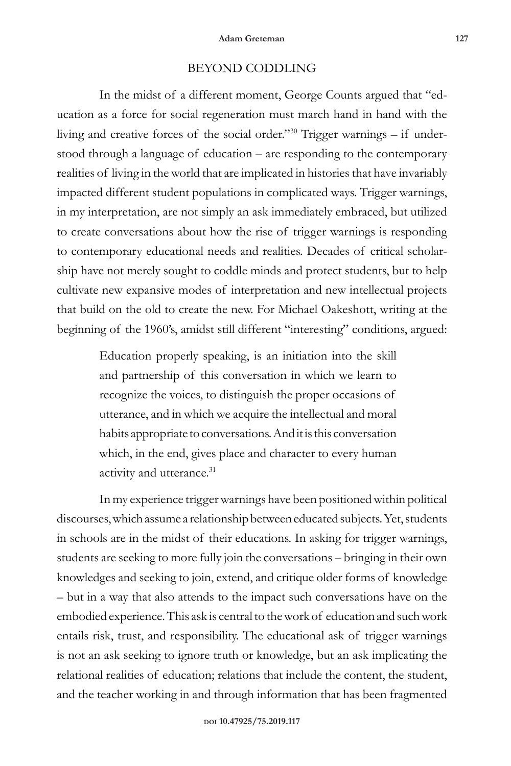## BEYOND CODDLING

In the midst of a different moment, George Counts argued that "education as a force for social regeneration must march hand in hand with the living and creative forces of the social order."[30] Trigger warnings – if understood through a language of education – are responding to the contemporary realities of living in the world that are implicated in histories that have invariably impacted different student populations in complicated ways. Trigger warnings, in my interpretation, are not simply an ask immediately embraced, but utilized to create conversations about how the rise of trigger warnings is responding to contemporary educational needs and realities. Decades of critical scholarship have not merely sought to coddle minds and protect students, but to help cultivate new expansive modes of interpretation and new intellectual projects that build on the old to create the new. For Michael Oakeshott, writing at the beginning of the 1960's, amidst still different "interesting" conditions, argued:

> Education properly speaking, is an initiation into the skill and partnership of this conversation in which we learn to recognize the voices, to distinguish the proper occasions of utterance, and in which we acquire the intellectual and moral habits appropriate to conversations. And it is this conversation which, in the end, gives place and character to every human activity and utterance.[31]

In my experience trigger warnings have been positioned within political discourses, which assume a relationship between educated subjects. Yet, students in schools are in the midst of their educations. In asking for trigger warnings, students are seeking to more fully join the conversations – bringing in their own knowledges and seeking to join, extend, and critique older forms of knowledge – but in a way that also attends to the impact such conversations have on the embodied experience. This ask is central to the work of education and such work entails risk, trust, and responsibility. The educational ask of trigger warnings is not an ask seeking to ignore truth or knowledge, but an ask implicating the relational realities of education; relations that include the content, the student, and the teacher working in and through information that has been fragmented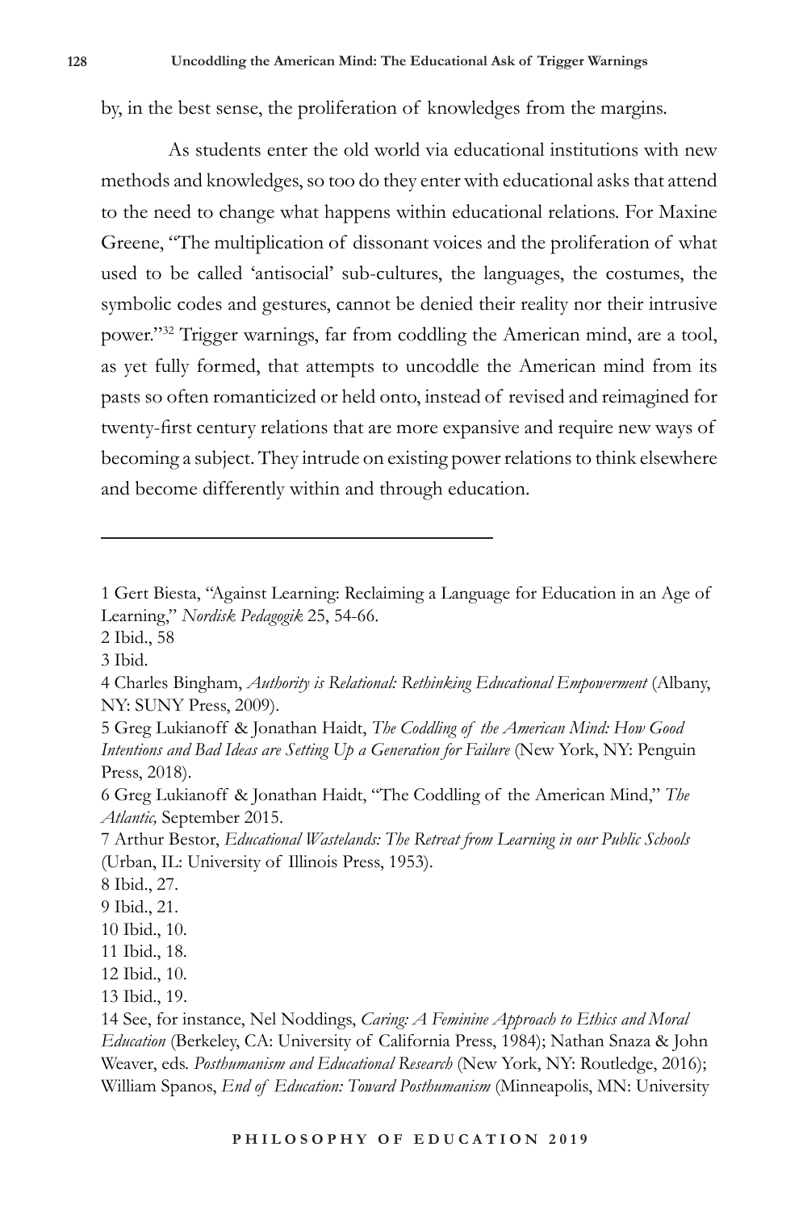by, in the best sense, the proliferation of knowledges from the margins.

As students enter the old world via educational institutions with new methods and knowledges, so too do they enter with educational asks that attend to the need to change what happens within educational relations. For Maxine Greene, "The multiplication of dissonant voices and the proliferation of what used to be called 'antisocial' sub-cultures, the languages, the costumes, the symbolic codes and gestures, cannot be denied their reality nor their intrusive power."[32] Trigger warnings, far from coddling the American mind, are a tool, as yet fully formed, that attempts to uncoddle the American mind from its pasts so often romanticized or held onto, instead of revised and reimagined for twenty-first century relations that are more expansive and require new ways of becoming a subject. They intrude on existing power relations to think elsewhere and become differently within and through education.

---

1 Gert Biesta, "Against Learning: Reclaiming a Language for Education in an Age of Learning," *Nordisk Pedagogik* 25, 54-66.

2 Ibid., 58

3 Ibid.

4 Charles Bingham, *Authority is Relational: Rethinking Educational Empowerment* (Albany, NY: SUNY Press, 2009).

5 Greg Lukianoff & Jonathan Haidt, *The Coddling of the American Mind: How Good Intentions and Bad Ideas are Setting Up a Generation for Failure* (New York, NY: Penguin Press, 2018).

6 Greg Lukianoff & Jonathan Haidt, "The Coddling of the American Mind," *The Atlantic,* September 2015.

7 Arthur Bestor, *Educational Wastelands: The Retreat from Learning in our Public Schools* (Urban, IL: University of Illinois Press, 1953).

8 Ibid., 27.

9 Ibid., 21.

10 Ibid., 10.

11 Ibid., 18.

12 Ibid., 10.

13 Ibid., 19.

14 See, for instance, Nel Noddings, *Caring: A Feminine Approach to Ethics and Moral Education* (Berkeley, CA: University of California Press, 1984); Nathan Snaza & John Weaver, eds. *Posthumanism and Educational Research* (New York, NY: Routledge, 2016); William Spanos, *End of Education: Toward Posthumanism* (Minneapolis, MN: University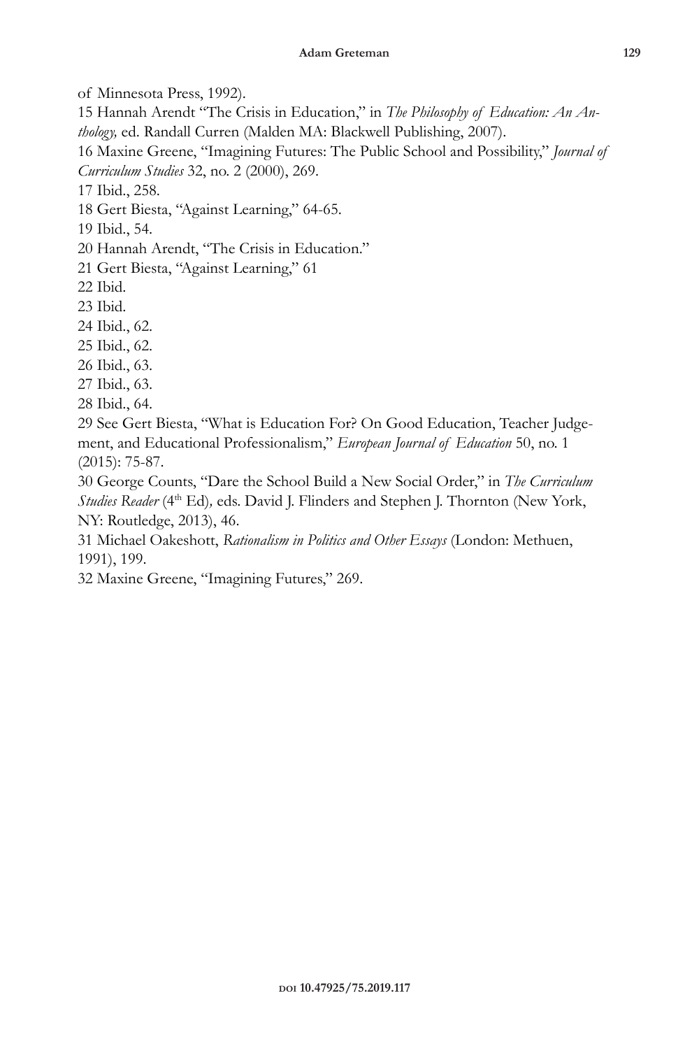of Minnesota Press, 1992).

15 Hannah Arendt "The Crisis in Education," in *The Philosophy of Education: An Anthology,* ed. Randall Curren (Malden MA: Blackwell Publishing, 2007).

16 Maxine Greene, "Imagining Futures: The Public School and Possibility," *Journal of Curriculum Studies* 32, no. 2 (2000), 269.

17 Ibid., 258.

18 Gert Biesta, "Against Learning," 64-65.

19 Ibid., 54.

20 Hannah Arendt, "The Crisis in Education."

21 Gert Biesta, "Against Learning," 61

22 Ibid.

23 Ibid.

24 Ibid., 62.

25 Ibid., 62.

26 Ibid., 63.

27 Ibid., 63.

28 Ibid., 64.

29 See Gert Biesta, "What is Education For? On Good Education, Teacher Judgement, and Educational Professionalism," *European Journal of Education* 50, no. 1 (2015): 75-87.

30 George Counts, "Dare the School Build a New Social Order," in *The Curriculum Studies Reader* (4th Ed)*,* eds. David J. Flinders and Stephen J. Thornton (New York, NY: Routledge, 2013), 46.

31 Michael Oakeshott, *Rationalism in Politics and Other Essays* (London: Methuen, 1991), 199.

32 Maxine Greene, "Imagining Futures," 269.